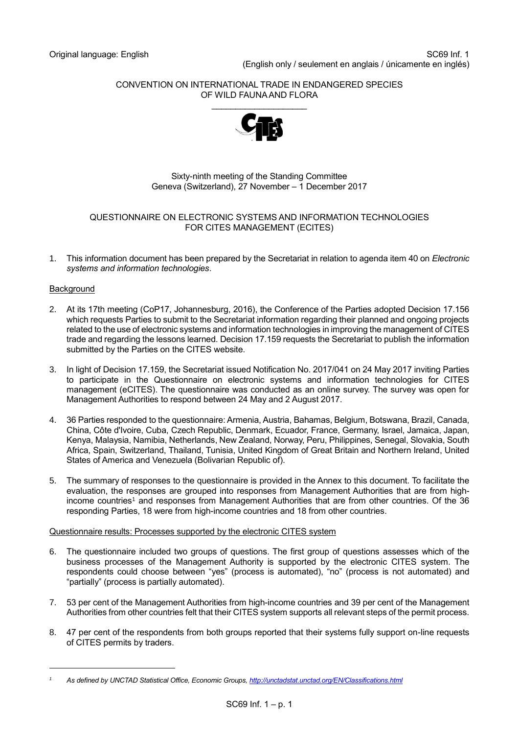Original language: English

SC69 Inf. 1
(English only / seulement en anglais / únicamente en inglés)

CONVENTION ON INTERNATIONAL TRADE IN ENDANGERED SPECIES
OF WILD FAUNA AND FLORA

Sixty-ninth meeting of the Standing Committee
Geneva (Switzerland), 27 November – 1 December 2017

# QUESTIONNAIRE ON ELECTRONIC SYSTEMS AND INFORMATION TECHNOLOGIES FOR CITES MANAGEMENT (ECITES)

1. This information document has been prepared by the Secretariat in relation to agenda item 40 on *Electronic systems and information technologies*.

## Background

2. At its 17th meeting (CoP17, Johannesburg, 2016), the Conference of the Parties adopted Decision 17.156 which requests Parties to submit to the Secretariat information regarding their planned and ongoing projects related to the use of electronic systems and information technologies in improving the management of CITES trade and regarding the lessons learned. Decision 17.159 requests the Secretariat to publish the information submitted by the Parties on the CITES website.

3. In light of Decision 17.159, the Secretariat issued Notification No. 2017/041 on 24 May 2017 inviting Parties to participate in the Questionnaire on electronic systems and information technologies for CITES management (eCITES). The questionnaire was conducted as an online survey. The survey was open for Management Authorities to respond between 24 May and 2 August 2017.

4. 36 Parties responded to the questionnaire: Armenia, Austria, Bahamas, Belgium, Botswana, Brazil, Canada, China, Côte d'Ivoire, Cuba, Czech Republic, Denmark, Ecuador, France, Germany, Israel, Jamaica, Japan, Kenya, Malaysia, Namibia, Netherlands, New Zealand, Norway, Peru, Philippines, Senegal, Slovakia, South Africa, Spain, Switzerland, Thailand, Tunisia, United Kingdom of Great Britain and Northern Ireland, United States of America and Venezuela (Bolivarian Republic of).

5. The summary of responses to the questionnaire is provided in the Annex to this document. To facilitate the evaluation, the responses are grouped into responses from Management Authorities that are from high-income countries[1] and responses from Management Authorities that are from other countries. Of the 36 responding Parties, 18 were from high-income countries and 18 from other countries.

## Questionnaire results: Processes supported by the electronic CITES system

6. The questionnaire included two groups of questions. The first group of questions assesses which of the business processes of the Management Authority is supported by the electronic CITES system. The respondents could choose between "yes" (process is automated), "no" (process is not automated) and "partially" (process is partially automated).

7. 53 per cent of the Management Authorities from high-income countries and 39 per cent of the Management Authorities from other countries felt that their CITES system supports all relevant steps of the permit process.

8. 47 per cent of the respondents from both groups reported that their systems fully support on-line requests of CITES permits by traders.

[1] *As defined by UNCTAD Statistical Office, Economic Groups, http://unctadstat.unctad.org/EN/Classifications.html*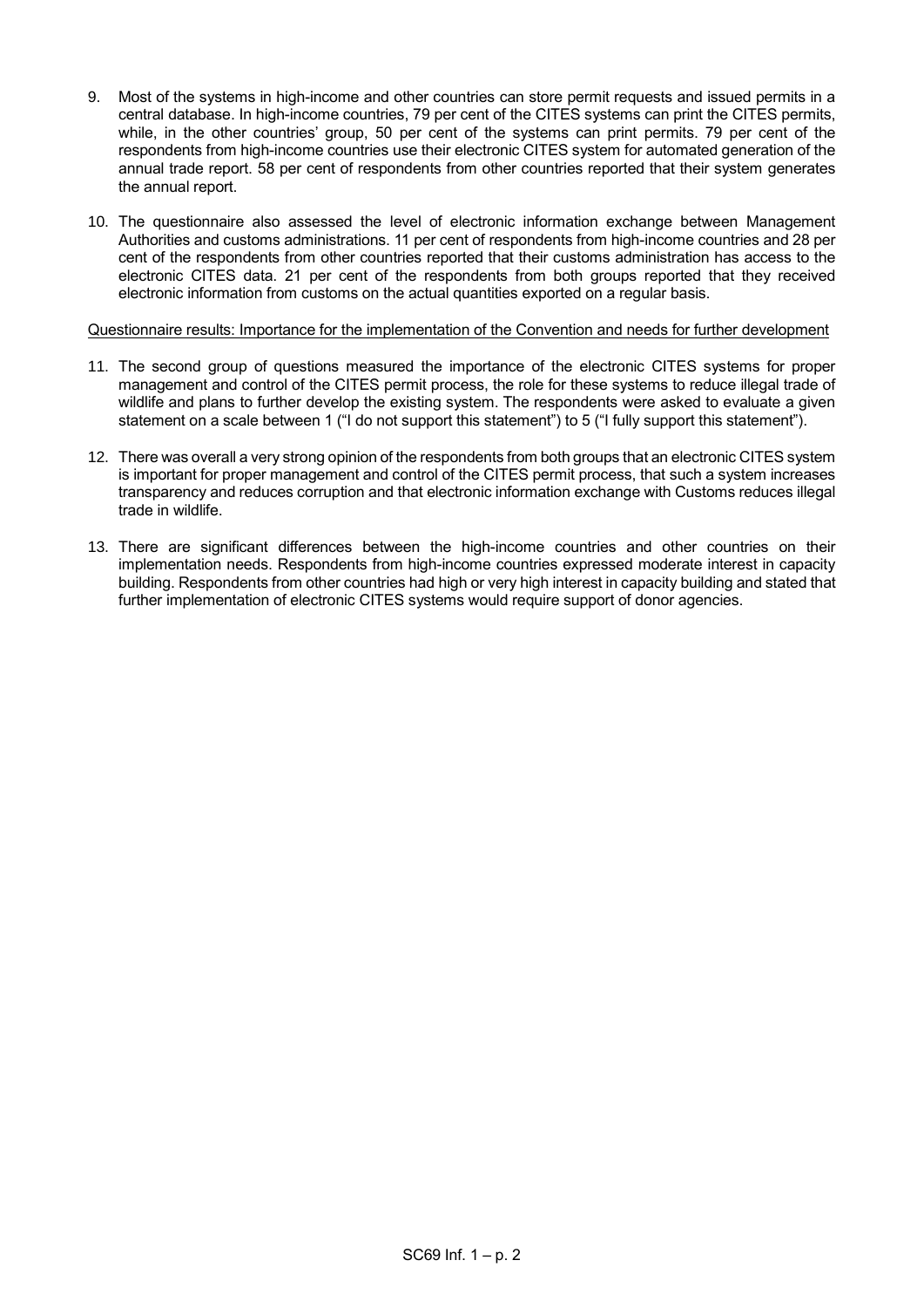9. Most of the systems in high-income and other countries can store permit requests and issued permits in a central database. In high-income countries, 79 per cent of the CITES systems can print the CITES permits, while, in the other countries' group, 50 per cent of the systems can print permits. 79 per cent of the respondents from high-income countries use their electronic CITES system for automated generation of the annual trade report. 58 per cent of respondents from other countries reported that their system generates the annual report.

10. The questionnaire also assessed the level of electronic information exchange between Management Authorities and customs administrations. 11 per cent of respondents from high-income countries and 28 per cent of the respondents from other countries reported that their customs administration has access to the electronic CITES data. 21 per cent of the respondents from both groups reported that they received electronic information from customs on the actual quantities exported on a regular basis.

Questionnaire results: Importance for the implementation of the Convention and needs for further development

11. The second group of questions measured the importance of the electronic CITES systems for proper management and control of the CITES permit process, the role for these systems to reduce illegal trade of wildlife and plans to further develop the existing system. The respondents were asked to evaluate a given statement on a scale between 1 ("I do not support this statement") to 5 ("I fully support this statement").

12. There was overall a very strong opinion of the respondents from both groups that an electronic CITES system is important for proper management and control of the CITES permit process, that such a system increases transparency and reduces corruption and that electronic information exchange with Customs reduces illegal trade in wildlife.

13. There are significant differences between the high-income countries and other countries on their implementation needs. Respondents from high-income countries expressed moderate interest in capacity building. Respondents from other countries had high or very high interest in capacity building and stated that further implementation of electronic CITES systems would require support of donor agencies.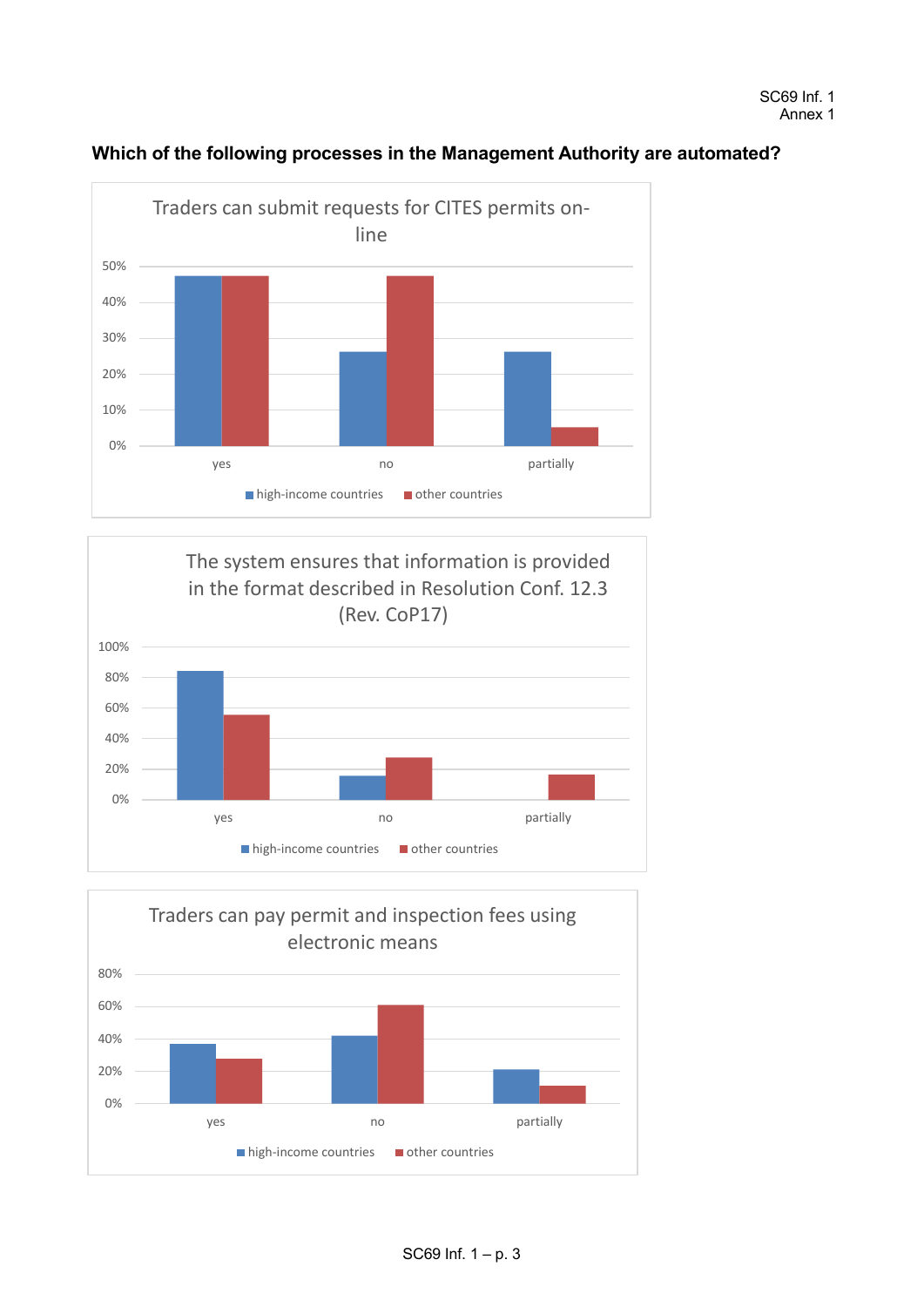### Which of the following processes in the Management Authority are automated?

**Traders can submit requests for CITES permits on-line**

| | high-income countries | other countries |
|---|---|---|
| yes | ~47% | ~47% |
| no | ~26% | ~47% |
| partially | ~26% | ~5% |

**The system ensures that information is provided in the format described in Resolution Conf. 12.3 (Rev. CoP17)**

| | high-income countries | other countries |
|---|---|---|
| yes | ~84% | ~56% |
| no | ~16% | ~28% |
| partially | 0% | ~17% |

**Traders can pay permit and inspection fees using electronic means**

| | high-income countries | other countries |
|---|---|---|
| yes | ~37% | ~28% |
| no | ~42% | ~61% |
| partially | ~21% | ~11% |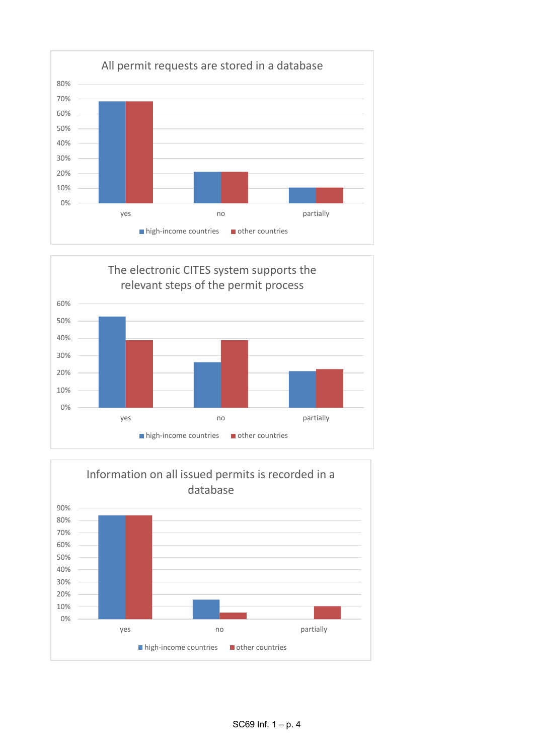**All permit requests are stored in a database**

80%
70%
60%
50%
40%
30%
20%
10%
0%

yes no partially

■ high-income countries ■ other countries

**The electronic CITES system supports the relevant steps of the permit process**

60%
50%
40%
30%
20%
10%
0%

yes no partially

■ high-income countries ■ other countries

**Information on all issued permits is recorded in a database**

90%
80%
70%
60%
50%
40%
30%
20%
10%
0%

yes no partially

■ high-income countries ■ other countries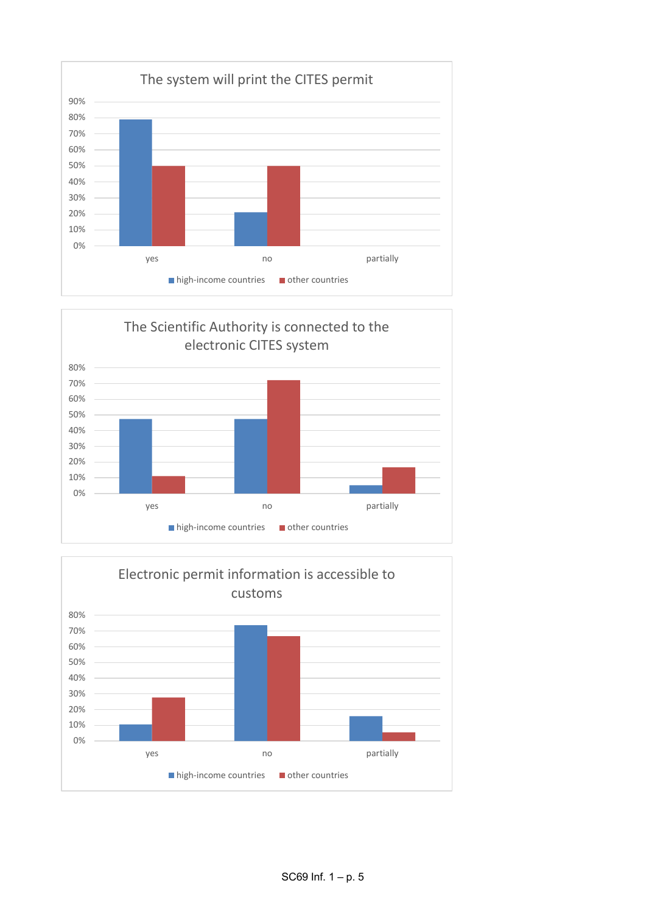**The system will print the CITES permit**

| | high-income countries | other countries |
|---|---|---|
| yes | ~79% | 50% |
| no | ~21% | 50% |
| partially | | |

**The Scientific Authority is connected to the electronic CITES system**

| | high-income countries | other countries |
|---|---|---|
| yes | ~47% | ~11% |
| no | ~47% | ~72% |
| partially | ~5% | ~17% |

**Electronic permit information is accessible to customs**

| | high-income countries | other countries |
|---|---|---|
| yes | ~11% | ~28% |
| no | ~74% | ~67% |
| partially | ~16% | ~6% |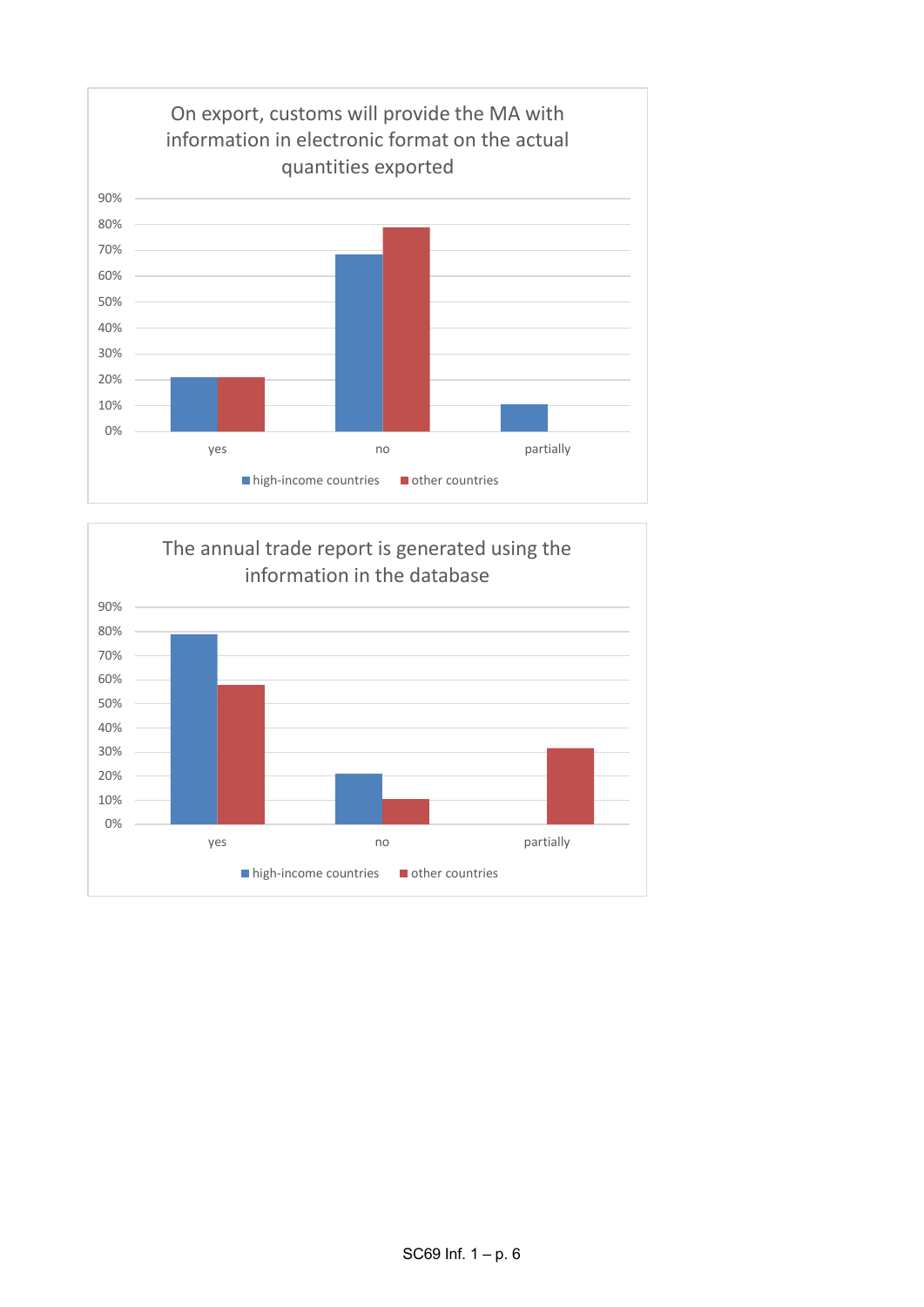On export, customs will provide the MA with information in electronic format on the actual quantities exported

| | yes | no | partially |
|---|---|---|---|
| high-income countries | 21% | 68% | 10% |
| other countries | 21% | 79% | |

The annual trade report is generated using the information in the database

| | yes | no | partially |
|---|---|---|---|
| high-income countries | 79% | 21% | |
| other countries | 58% | 10% | 32% |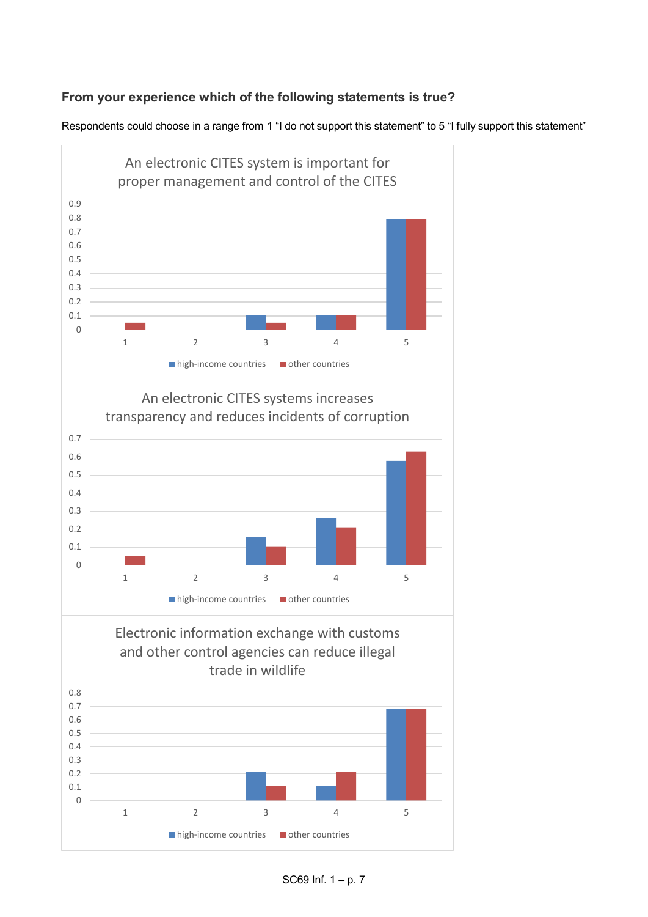**From your experience which of the following statements is true?**

Respondents could choose in a range from 1 "I do not support this statement" to 5 "I fully support this statement"

An electronic CITES system is important for proper management and control of the CITES

| | 1 | 2 | 3 | 4 | 5 |
|---|---|---|---|---|---|
| high-income countries | 0 | 0 | 0.1 | 0.1 | 0.79 |
| other countries | 0.05 | 0 | 0.05 | 0.1 | 0.79 |

An electronic CITES systems increases transparency and reduces incidents of corruption

| | 1 | 2 | 3 | 4 | 5 |
|---|---|---|---|---|---|
| high-income countries | 0 | 0 | 0.16 | 0.26 | 0.58 |
| other countries | 0.05 | 0 | 0.1 | 0.21 | 0.63 |

Electronic information exchange with customs and other control agencies can reduce illegal trade in wildlife

| | 1 | 2 | 3 | 4 | 5 |
|---|---|---|---|---|---|
| high-income countries | 0 | 0 | 0.21 | 0.1 | 0.68 |
| other countries | 0 | 0 | 0.1 | 0.21 | 0.68 |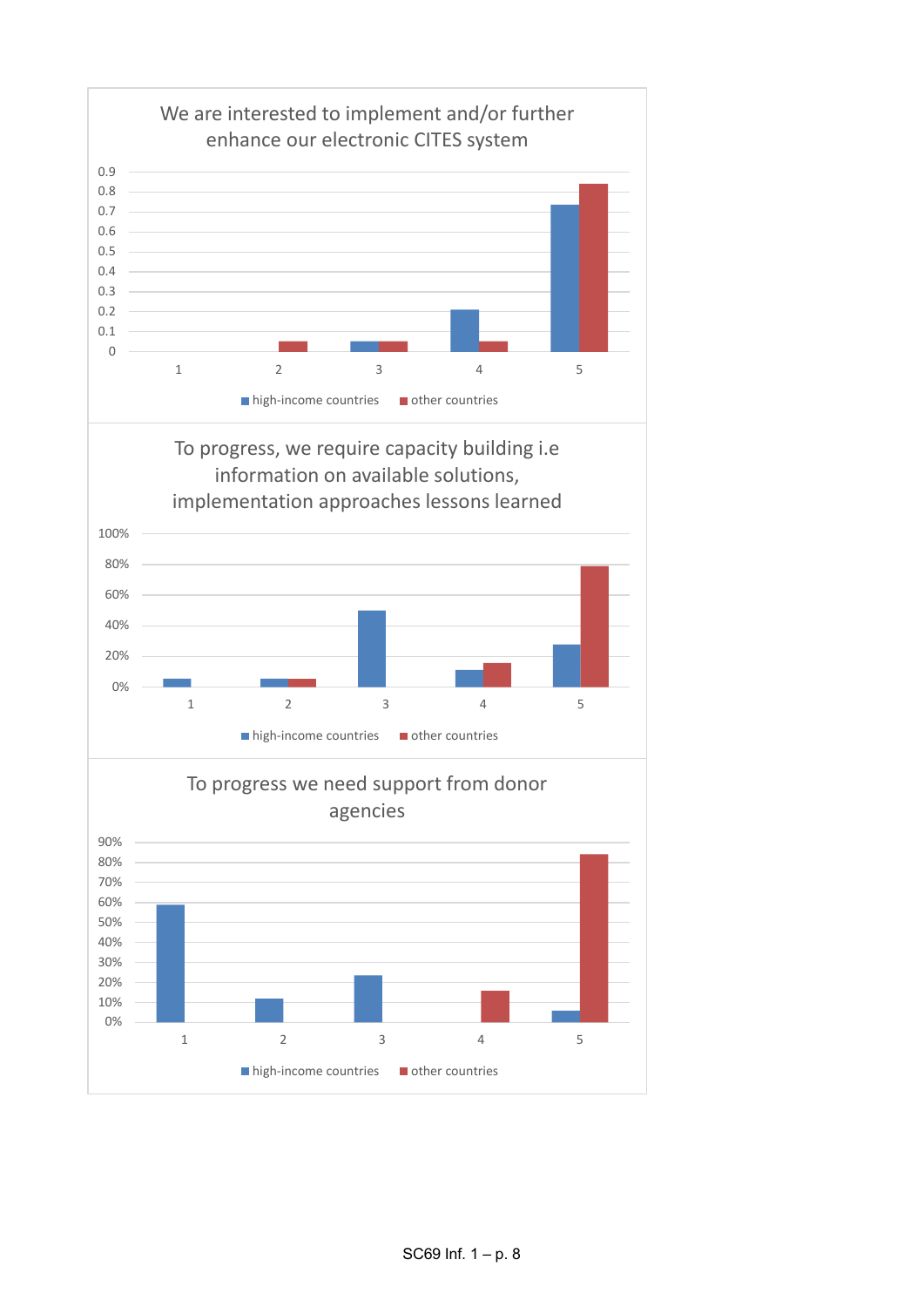We are interested to implement and/or further enhance our electronic CITES system

0.9
0.8
0.7
0.6
0.5
0.4
0.3
0.2
0.1
0

1 2 3 4 5

high-income countries other countries

To progress, we require capacity building i.e information on available solutions, implementation approaches lessons learned

100%
80%
60%
40%
20%
0%

1 2 3 4 5

high-income countries other countries

To progress we need support from donor agencies

90%
80%
70%
60%
50%
40%
30%
20%
10%
0%

1 2 3 4 5

high-income countries other countries